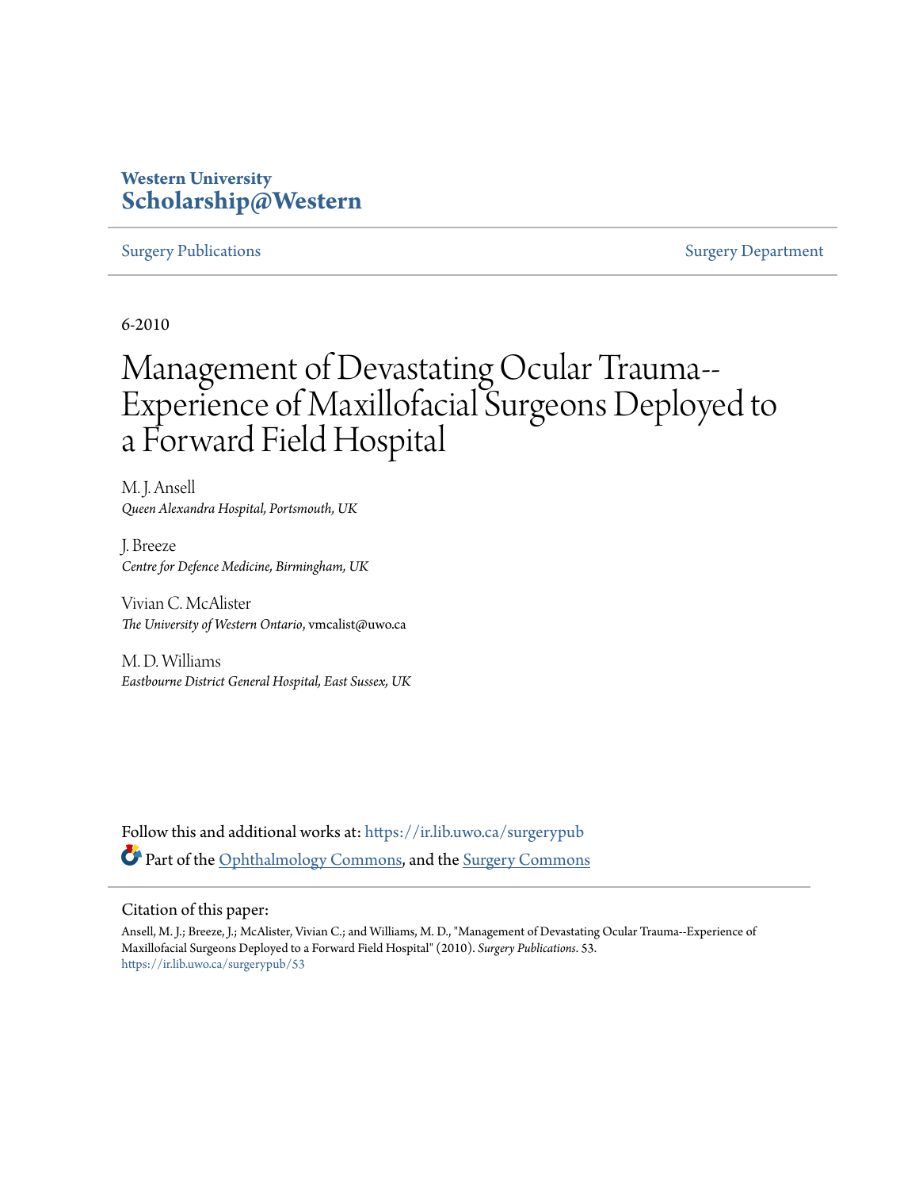**Western University**
**Scholarship@Western**

Surgery Publications | Surgery Department

6-2010

# Management of Devastating Ocular Trauma--Experience of Maxillofacial Surgeons Deployed to a Forward Field Hospital

M. J. Ansell
*Queen Alexandra Hospital, Portsmouth, UK*

J. Breeze
*Centre for Defence Medicine, Birmingham, UK*

Vivian C. McAlister
*The University of Western Ontario*, vmcalist@uwo.ca

M. D. Williams
*Eastbourne District General Hospital, East Sussex, UK*

Follow this and additional works at: https://ir.lib.uwo.ca/surgerypub

Part of the Ophthalmology Commons, and the Surgery Commons

Citation of this paper:

Ansell, M. J.; Breeze, J.; McAlister, Vivian C.; and Williams, M. D., "Management of Devastating Ocular Trauma--Experience of Maxillofacial Surgeons Deployed to a Forward Field Hospital" (2010). *Surgery Publications*. 53.
https://ir.lib.uwo.ca/surgerypub/53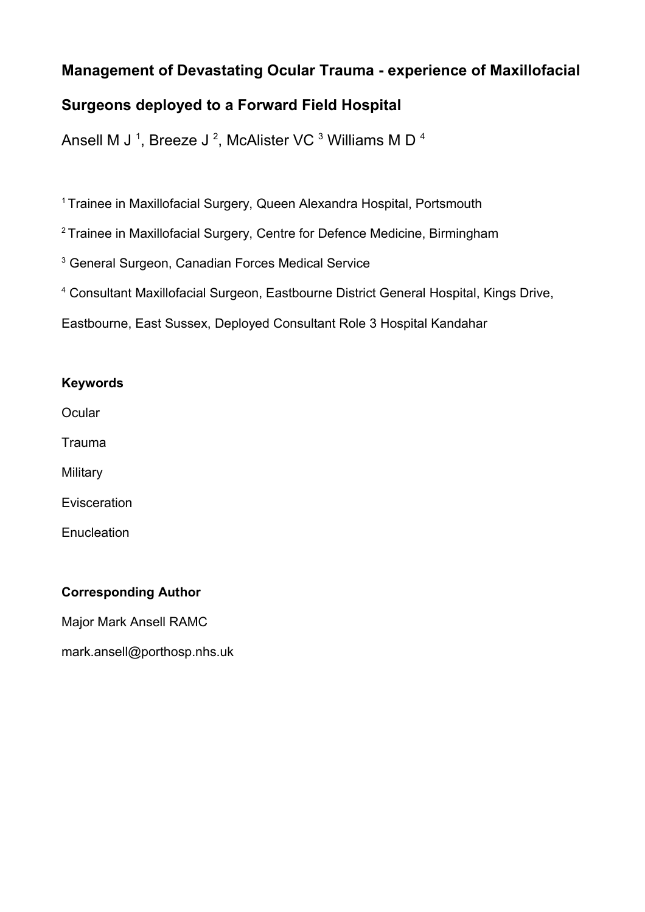# Management of Devastating Ocular Trauma - experience of Maxillofacial Surgeons deployed to a Forward Field Hospital

Ansell M J [1], Breeze J [2], McAlister VC [3] Williams M D [4]

[1] Trainee in Maxillofacial Surgery, Queen Alexandra Hospital, Portsmouth

[2] Trainee in Maxillofacial Surgery, Centre for Defence Medicine, Birmingham

[3] General Surgeon, Canadian Forces Medical Service

[4] Consultant Maxillofacial Surgeon, Eastbourne District General Hospital, Kings Drive, Eastbourne, East Sussex, Deployed Consultant Role 3 Hospital Kandahar

**Keywords**

Ocular

Trauma

Military

Evisceration

Enucleation

**Corresponding Author**

Major Mark Ansell RAMC

mark.ansell@porthosp.nhs.uk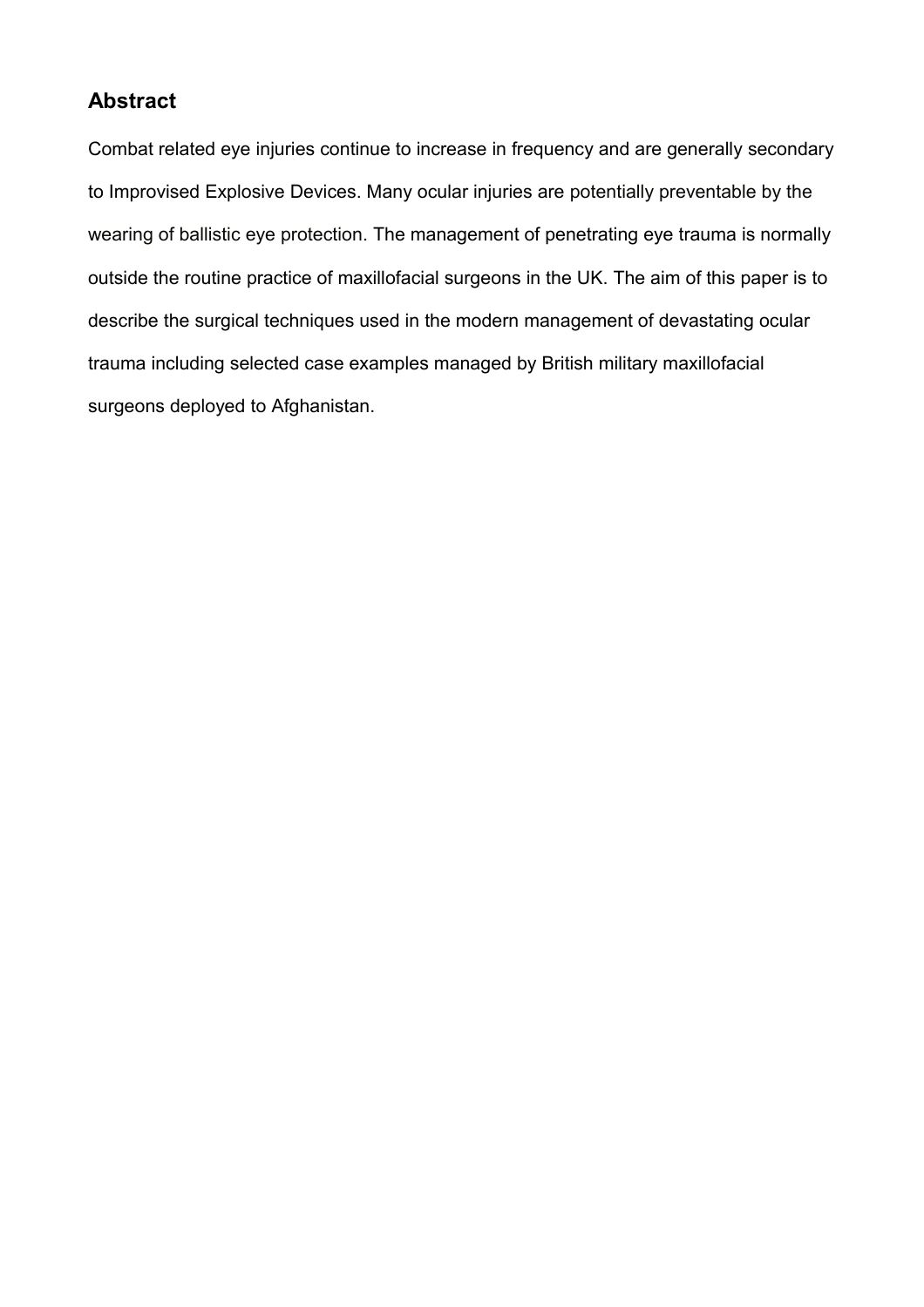## Abstract

Combat related eye injuries continue to increase in frequency and are generally secondary to Improvised Explosive Devices. Many ocular injuries are potentially preventable by the wearing of ballistic eye protection. The management of penetrating eye trauma is normally outside the routine practice of maxillofacial surgeons in the UK. The aim of this paper is to describe the surgical techniques used in the modern management of devastating ocular trauma including selected case examples managed by British military maxillofacial surgeons deployed to Afghanistan.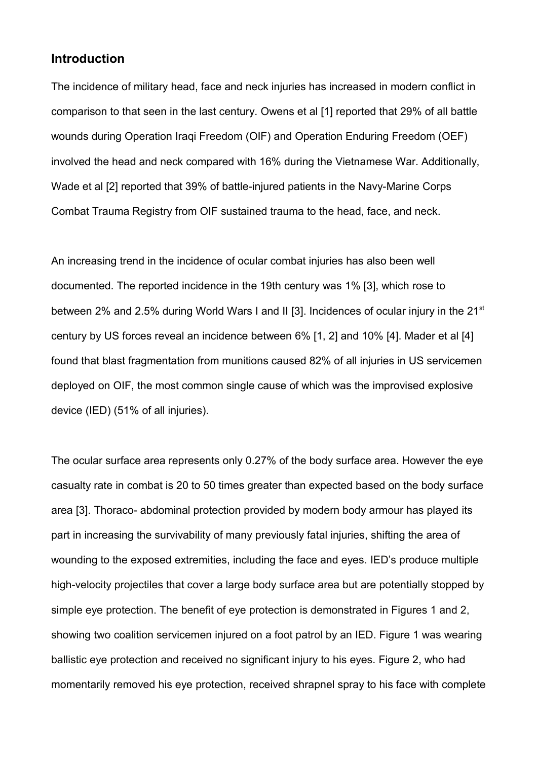## Introduction

The incidence of military head, face and neck injuries has increased in modern conflict in comparison to that seen in the last century. Owens et al [1] reported that 29% of all battle wounds during Operation Iraqi Freedom (OIF) and Operation Enduring Freedom (OEF) involved the head and neck compared with 16% during the Vietnamese War. Additionally, Wade et al [2] reported that 39% of battle-injured patients in the Navy-Marine Corps Combat Trauma Registry from OIF sustained trauma to the head, face, and neck.

An increasing trend in the incidence of ocular combat injuries has also been well documented. The reported incidence in the 19th century was 1% [3], which rose to between 2% and 2.5% during World Wars I and II [3]. Incidences of ocular injury in the 21st century by US forces reveal an incidence between 6% [1, 2] and 10% [4]. Mader et al [4] found that blast fragmentation from munitions caused 82% of all injuries in US servicemen deployed on OIF, the most common single cause of which was the improvised explosive device (IED) (51% of all injuries).

The ocular surface area represents only 0.27% of the body surface area. However the eye casualty rate in combat is 20 to 50 times greater than expected based on the body surface area [3]. Thoraco- abdominal protection provided by modern body armour has played its part in increasing the survivability of many previously fatal injuries, shifting the area of wounding to the exposed extremities, including the face and eyes. IED's produce multiple high-velocity projectiles that cover a large body surface area but are potentially stopped by simple eye protection. The benefit of eye protection is demonstrated in Figures 1 and 2, showing two coalition servicemen injured on a foot patrol by an IED. Figure 1 was wearing ballistic eye protection and received no significant injury to his eyes. Figure 2, who had momentarily removed his eye protection, received shrapnel spray to his face with complete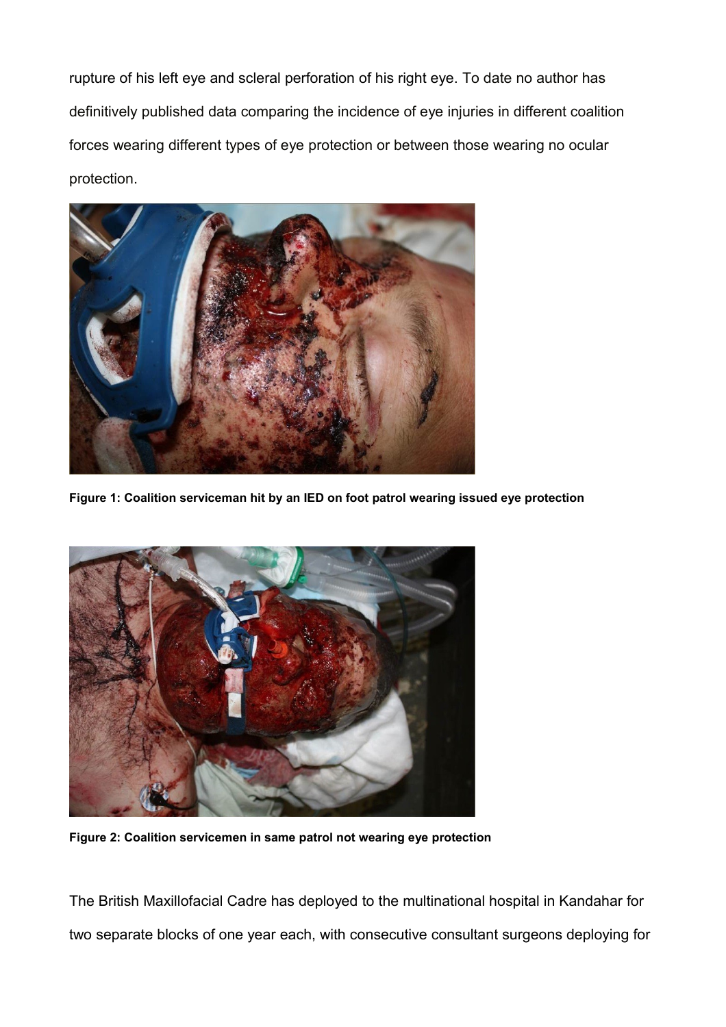rupture of his left eye and scleral perforation of his right eye. To date no author has definitively published data comparing the incidence of eye injuries in different coalition forces wearing different types of eye protection or between those wearing no ocular protection.

**Figure 1: Coalition serviceman hit by an IED on foot patrol wearing issued eye protection**

**Figure 2: Coalition servicemen in same patrol not wearing eye protection**

The British Maxillofacial Cadre has deployed to the multinational hospital in Kandahar for two separate blocks of one year each, with consecutive consultant surgeons deploying for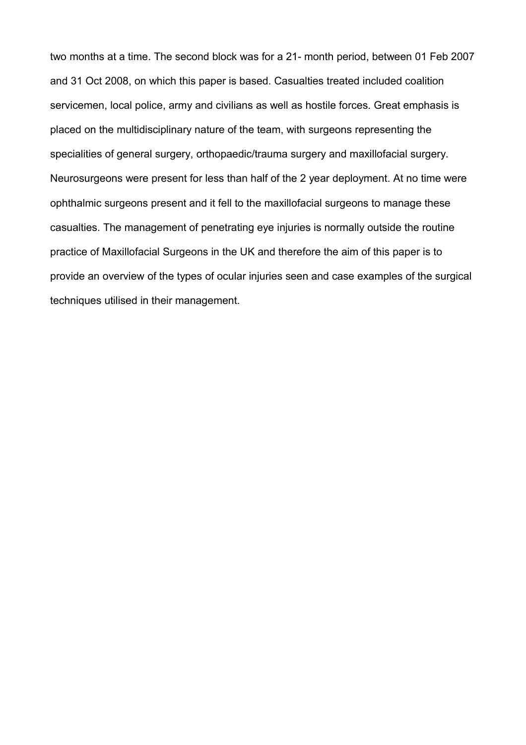two months at a time. The second block was for a 21- month period, between 01 Feb 2007 and 31 Oct 2008, on which this paper is based. Casualties treated included coalition servicemen, local police, army and civilians as well as hostile forces. Great emphasis is placed on the multidisciplinary nature of the team, with surgeons representing the specialities of general surgery, orthopaedic/trauma surgery and maxillofacial surgery. Neurosurgeons were present for less than half of the 2 year deployment. At no time were ophthalmic surgeons present and it fell to the maxillofacial surgeons to manage these casualties. The management of penetrating eye injuries is normally outside the routine practice of Maxillofacial Surgeons in the UK and therefore the aim of this paper is to provide an overview of the types of ocular injuries seen and case examples of the surgical techniques utilised in their management.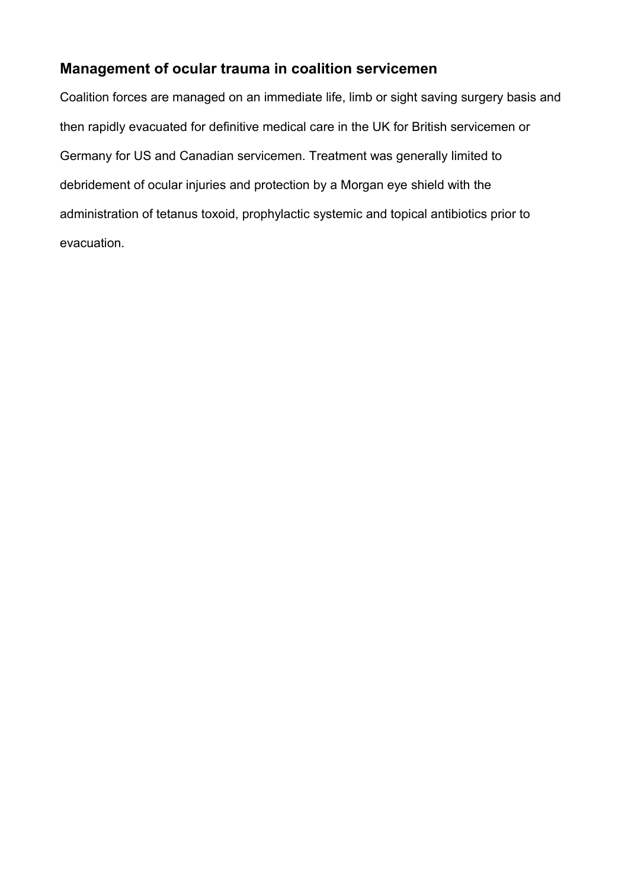## Management of ocular trauma in coalition servicemen

Coalition forces are managed on an immediate life, limb or sight saving surgery basis and then rapidly evacuated for definitive medical care in the UK for British servicemen or Germany for US and Canadian servicemen. Treatment was generally limited to debridement of ocular injuries and protection by a Morgan eye shield with the administration of tetanus toxoid, prophylactic systemic and topical antibiotics prior to evacuation.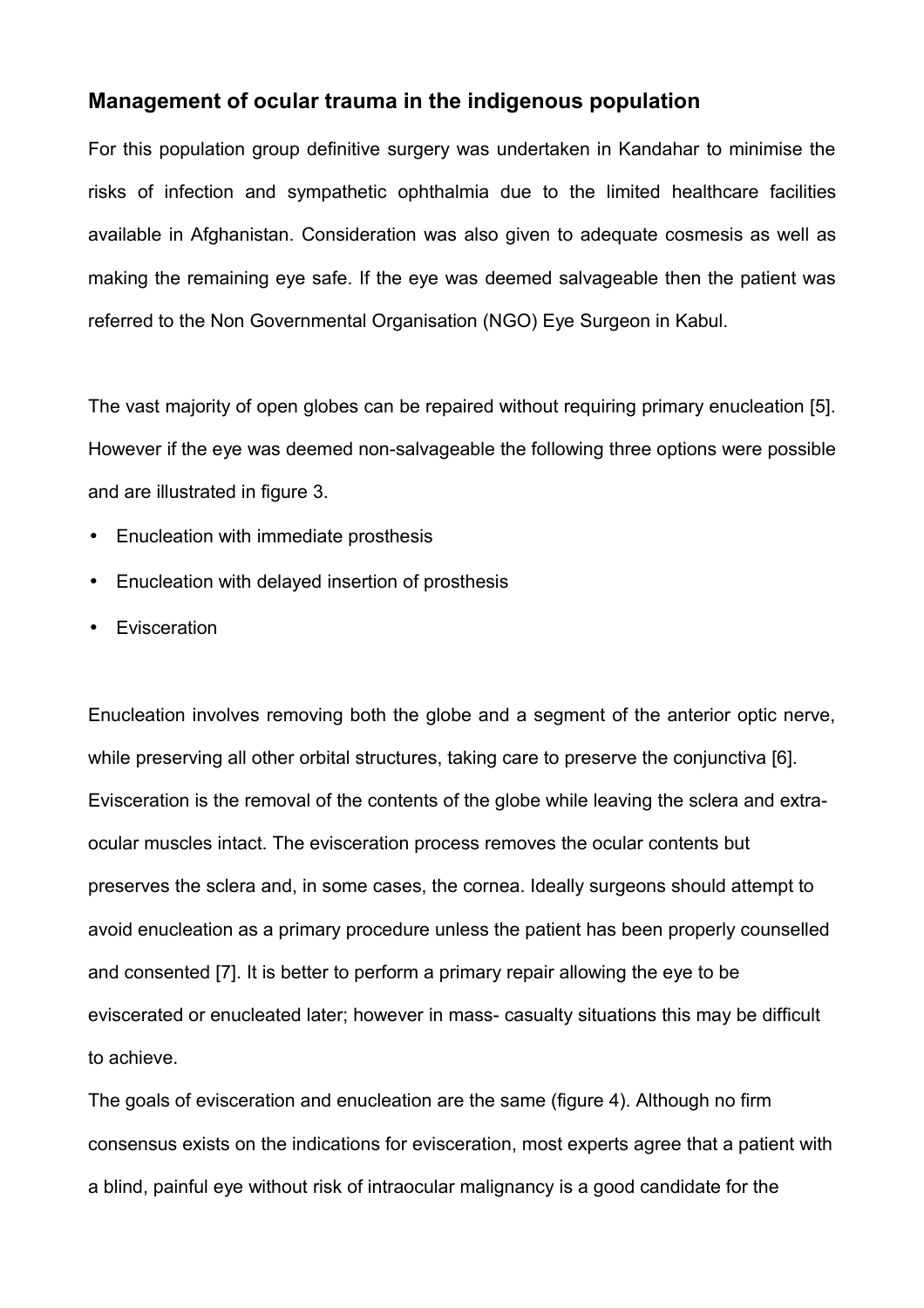## Management of ocular trauma in the indigenous population

For this population group definitive surgery was undertaken in Kandahar to minimise the risks of infection and sympathetic ophthalmia due to the limited healthcare facilities available in Afghanistan. Consideration was also given to adequate cosmesis as well as making the remaining eye safe. If the eye was deemed salvageable then the patient was referred to the Non Governmental Organisation (NGO) Eye Surgeon in Kabul.

The vast majority of open globes can be repaired without requiring primary enucleation [5]. However if the eye was deemed non-salvageable the following three options were possible and are illustrated in figure 3.

- Enucleation with immediate prosthesis
- Enucleation with delayed insertion of prosthesis
- Evisceration

Enucleation involves removing both the globe and a segment of the anterior optic nerve, while preserving all other orbital structures, taking care to preserve the conjunctiva [6]. Evisceration is the removal of the contents of the globe while leaving the sclera and extra-ocular muscles intact. The evisceration process removes the ocular contents but preserves the sclera and, in some cases, the cornea. Ideally surgeons should attempt to avoid enucleation as a primary procedure unless the patient has been properly counselled and consented [7]. It is better to perform a primary repair allowing the eye to be eviscerated or enucleated later; however in mass- casualty situations this may be difficult to achieve.

The goals of evisceration and enucleation are the same (figure 4). Although no firm consensus exists on the indications for evisceration, most experts agree that a patient with a blind, painful eye without risk of intraocular malignancy is a good candidate for the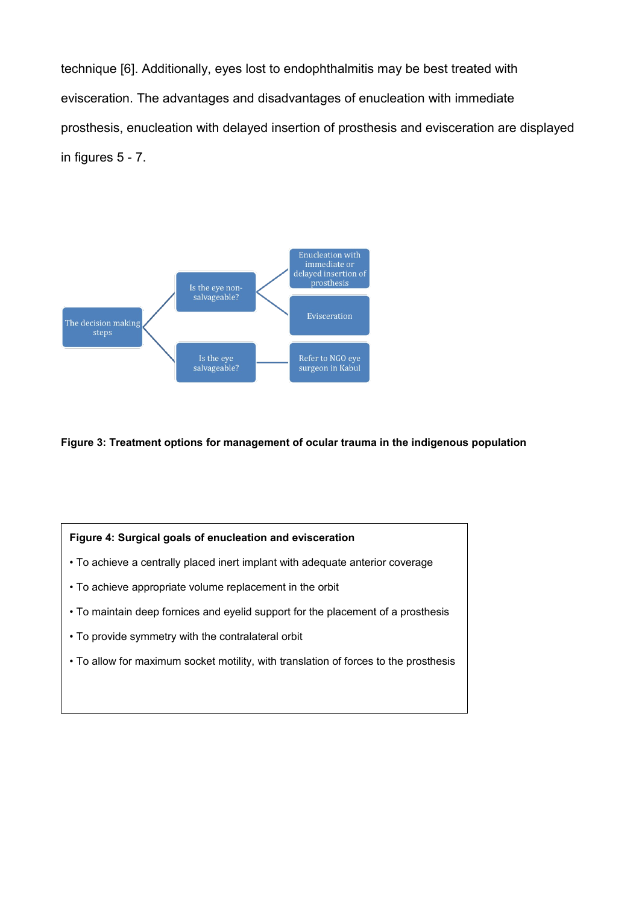technique [6]. Additionally, eyes lost to endophthalmitis may be best treated with evisceration. The advantages and disadvantages of enucleation with immediate prosthesis, enucleation with delayed insertion of prosthesis and evisceration are displayed in figures 5 - 7.

The decision making steps

Is the eye non-salvageable?

Enucleation with immediate or delayed insertion of prosthesis

Evisceration

Is the eye salvageable?

Refer to NGO eye surgeon in Kabul

**Figure 3: Treatment options for management of ocular trauma in the indigenous population**

**Figure 4: Surgical goals of enucleation and evisceration**

- To achieve a centrally placed inert implant with adequate anterior coverage
- To achieve appropriate volume replacement in the orbit
- To maintain deep fornices and eyelid support for the placement of a prosthesis
- To provide symmetry with the contralateral orbit
- To allow for maximum socket motility, with translation of forces to the prosthesis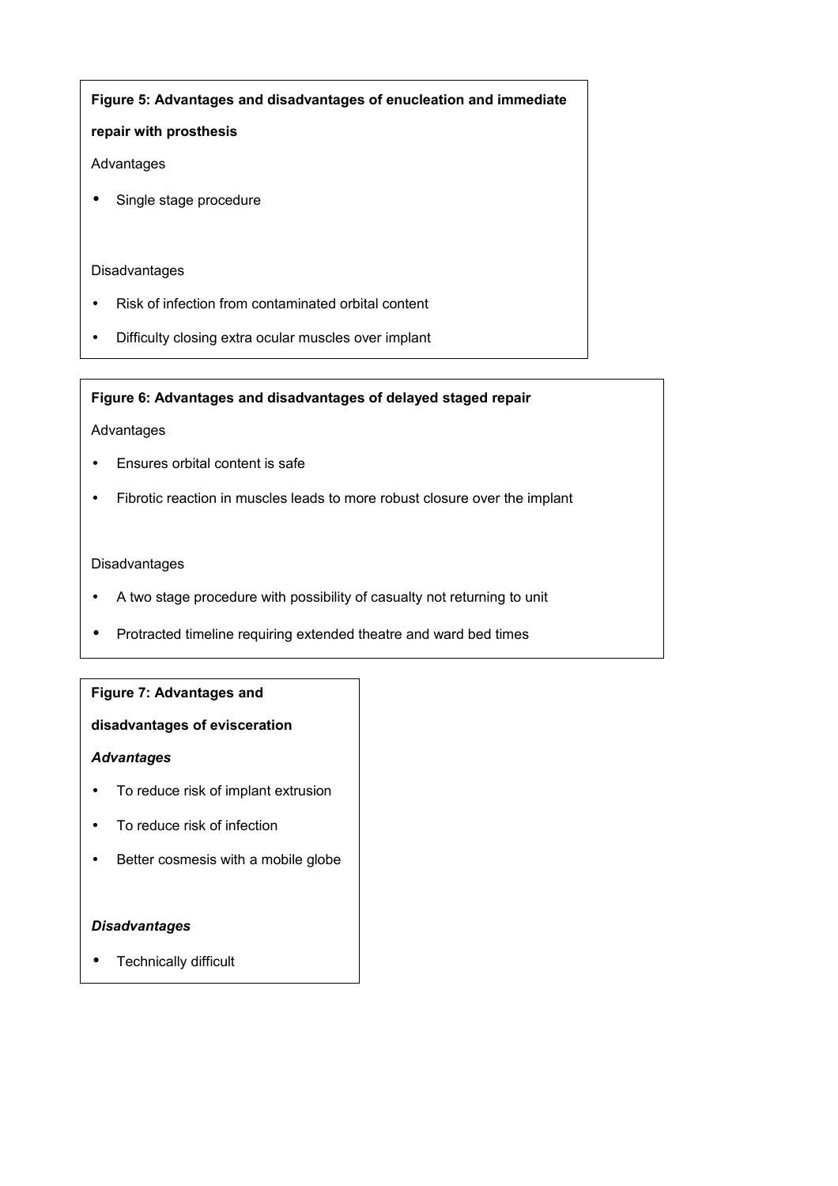**Figure 5: Advantages and disadvantages of enucleation and immediate repair with prosthesis**

Advantages

- Single stage procedure

Disadvantages

- Risk of infection from contaminated orbital content
- Difficulty closing extra ocular muscles over implant

**Figure 6: Advantages and disadvantages of delayed staged repair**

Advantages

- Ensures orbital content is safe
- Fibrotic reaction in muscles leads to more robust closure over the implant

Disadvantages

- A two stage procedure with possibility of casualty not returning to unit
- Protracted timeline requiring extended theatre and ward bed times

**Figure 7: Advantages and disadvantages of evisceration**

***Advantages***

- To reduce risk of implant extrusion
- To reduce risk of infection
- Better cosmesis with a mobile globe

***Disadvantages***

- Technically difficult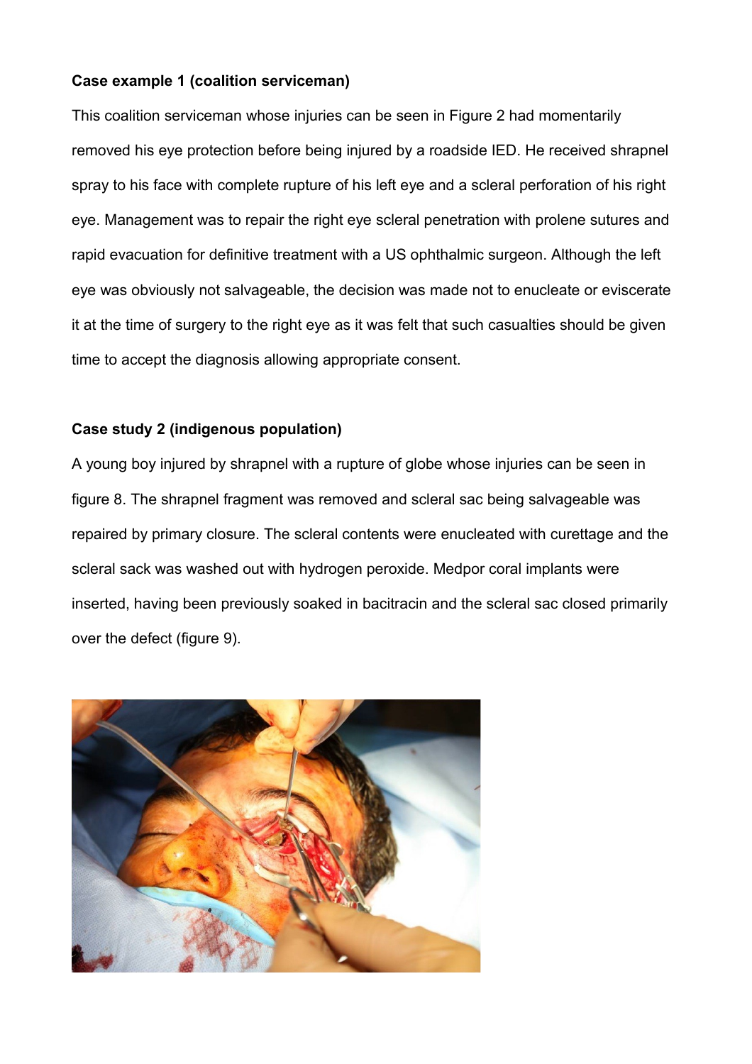**Case example 1 (coalition serviceman)**

This coalition serviceman whose injuries can be seen in Figure 2 had momentarily removed his eye protection before being injured by a roadside IED. He received shrapnel spray to his face with complete rupture of his left eye and a scleral perforation of his right eye. Management was to repair the right eye scleral penetration with prolene sutures and rapid evacuation for definitive treatment with a US ophthalmic surgeon. Although the left eye was obviously not salvageable, the decision was made not to enucleate or eviscerate it at the time of surgery to the right eye as it was felt that such casualties should be given time to accept the diagnosis allowing appropriate consent.

**Case study 2 (indigenous population)**

A young boy injured by shrapnel with a rupture of globe whose injuries can be seen in figure 8. The shrapnel fragment was removed and scleral sac being salvageable was repaired by primary closure. The scleral contents were enucleated with curettage and the scleral sack was washed out with hydrogen peroxide. Medpor coral implants were inserted, having been previously soaked in bacitracin and the scleral sac closed primarily over the defect (figure 9).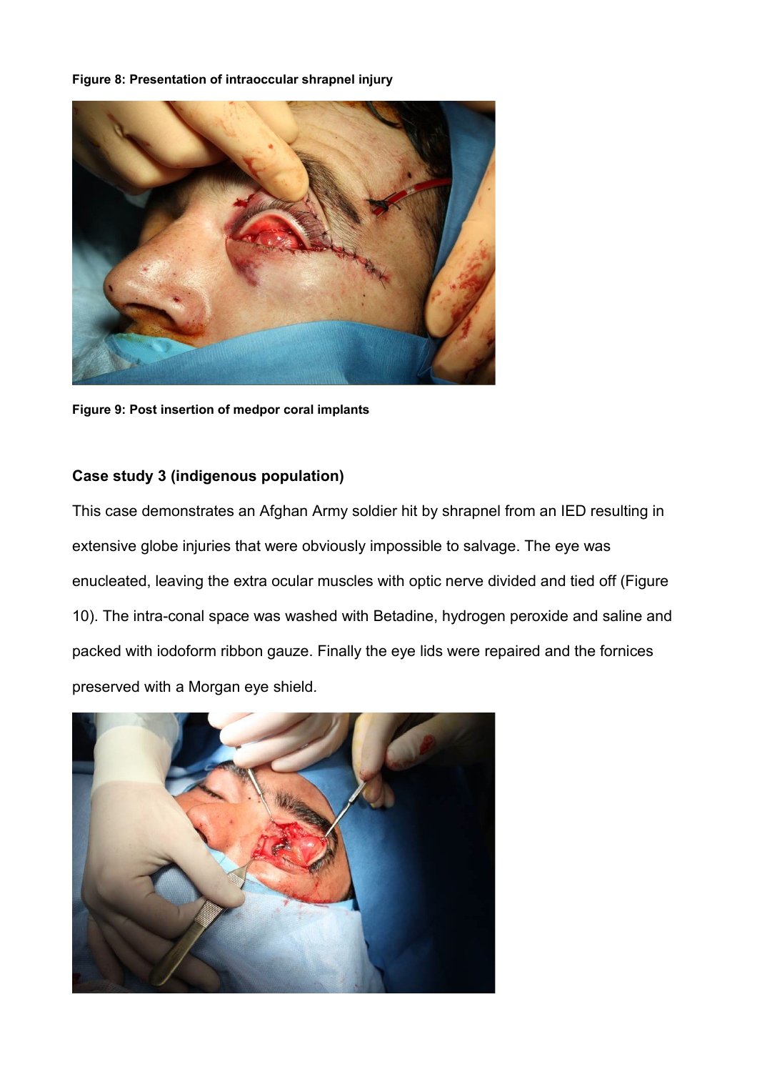**Figure 8: Presentation of intraoccular shrapnel injury**

**Figure 9: Post insertion of medpor coral implants**

### Case study 3 (indigenous population)

This case demonstrates an Afghan Army soldier hit by shrapnel from an IED resulting in extensive globe injuries that were obviously impossible to salvage. The eye was enucleated, leaving the extra ocular muscles with optic nerve divided and tied off (Figure 10). The intra-conal space was washed with Betadine, hydrogen peroxide and saline and packed with iodoform ribbon gauze. Finally the eye lids were repaired and the fornices preserved with a Morgan eye shield.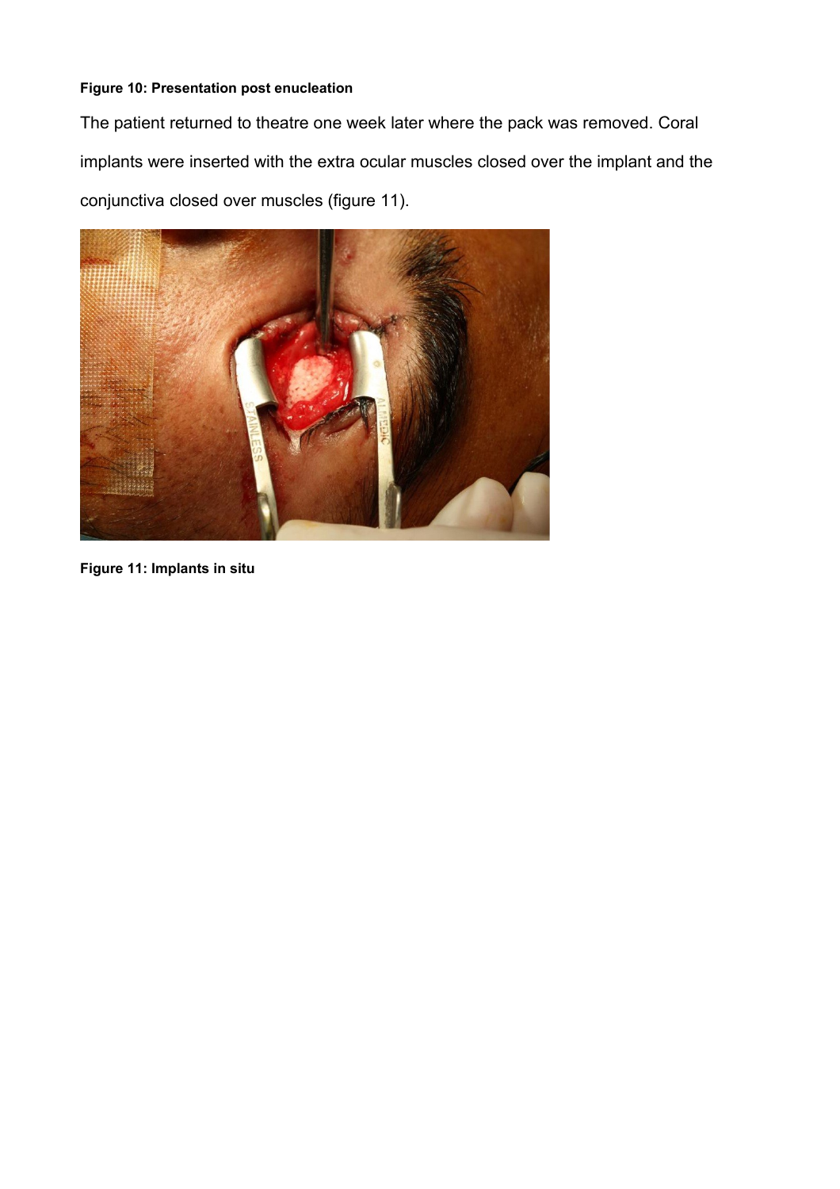**Figure 10: Presentation post enucleation**

The patient returned to theatre one week later where the pack was removed. Coral implants were inserted with the extra ocular muscles closed over the implant and the conjunctiva closed over muscles (figure 11).

**Figure 11: Implants in situ**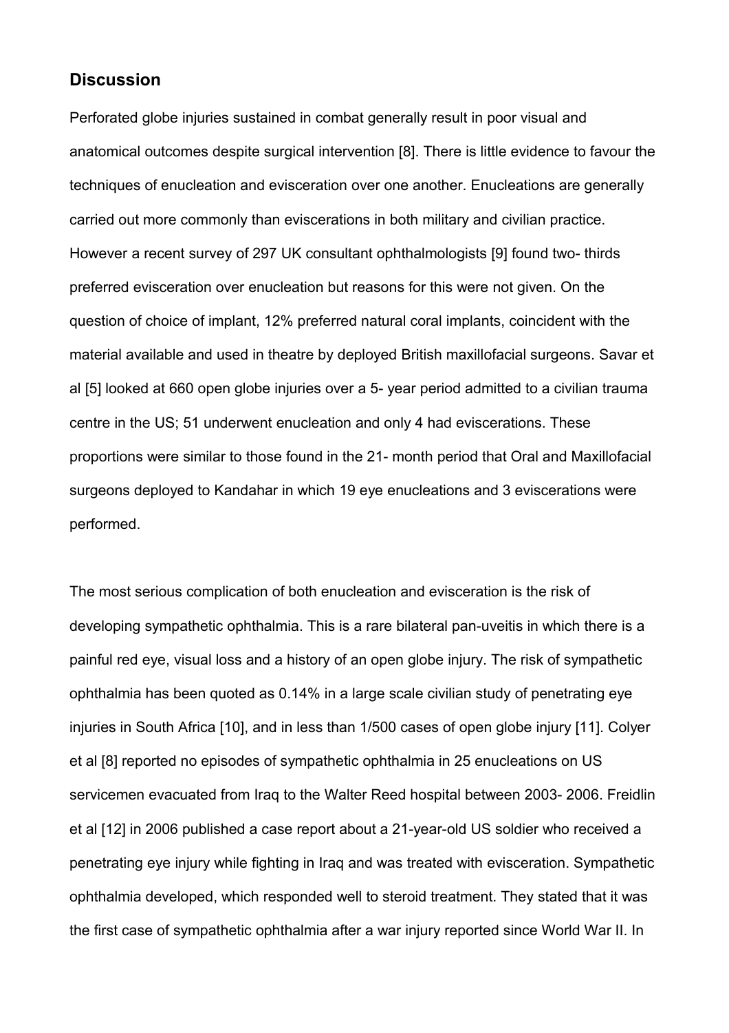## Discussion

Perforated globe injuries sustained in combat generally result in poor visual and anatomical outcomes despite surgical intervention [8]. There is little evidence to favour the techniques of enucleation and evisceration over one another. Enucleations are generally carried out more commonly than eviscerations in both military and civilian practice. However a recent survey of 297 UK consultant ophthalmologists [9] found two- thirds preferred evisceration over enucleation but reasons for this were not given. On the question of choice of implant, 12% preferred natural coral implants, coincident with the material available and used in theatre by deployed British maxillofacial surgeons. Savar et al [5] looked at 660 open globe injuries over a 5- year period admitted to a civilian trauma centre in the US; 51 underwent enucleation and only 4 had eviscerations. These proportions were similar to those found in the 21- month period that Oral and Maxillofacial surgeons deployed to Kandahar in which 19 eye enucleations and 3 eviscerations were performed.

The most serious complication of both enucleation and evisceration is the risk of developing sympathetic ophthalmia. This is a rare bilateral pan-uveitis in which there is a painful red eye, visual loss and a history of an open globe injury. The risk of sympathetic ophthalmia has been quoted as 0.14% in a large scale civilian study of penetrating eye injuries in South Africa [10], and in less than 1/500 cases of open globe injury [11]. Colyer et al [8] reported no episodes of sympathetic ophthalmia in 25 enucleations on US servicemen evacuated from Iraq to the Walter Reed hospital between 2003- 2006. Freidlin et al [12] in 2006 published a case report about a 21-year-old US soldier who received a penetrating eye injury while fighting in Iraq and was treated with evisceration. Sympathetic ophthalmia developed, which responded well to steroid treatment. They stated that it was the first case of sympathetic ophthalmia after a war injury reported since World War II. In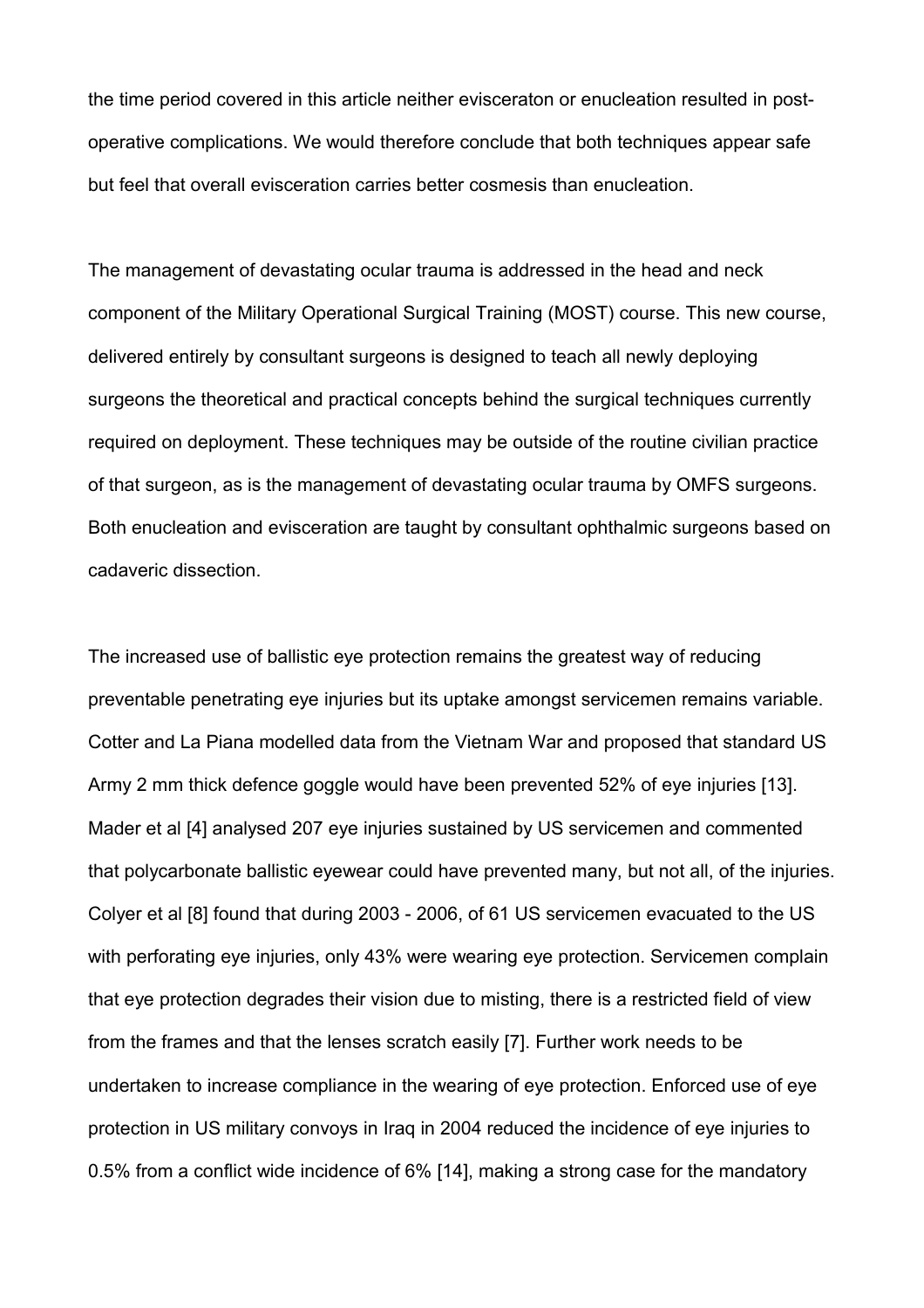the time period covered in this article neither evisceraton or enucleation resulted in post-operative complications. We would therefore conclude that both techniques appear safe but feel that overall evisceration carries better cosmesis than enucleation.

The management of devastating ocular trauma is addressed in the head and neck component of the Military Operational Surgical Training (MOST) course. This new course, delivered entirely by consultant surgeons is designed to teach all newly deploying surgeons the theoretical and practical concepts behind the surgical techniques currently required on deployment. These techniques may be outside of the routine civilian practice of that surgeon, as is the management of devastating ocular trauma by OMFS surgeons. Both enucleation and evisceration are taught by consultant ophthalmic surgeons based on cadaveric dissection.

The increased use of ballistic eye protection remains the greatest way of reducing preventable penetrating eye injuries but its uptake amongst servicemen remains variable. Cotter and La Piana modelled data from the Vietnam War and proposed that standard US Army 2 mm thick defence goggle would have been prevented 52% of eye injuries [13]. Mader et al [4] analysed 207 eye injuries sustained by US servicemen and commented that polycarbonate ballistic eyewear could have prevented many, but not all, of the injuries. Colyer et al [8] found that during 2003 - 2006, of 61 US servicemen evacuated to the US with perforating eye injuries, only 43% were wearing eye protection. Servicemen complain that eye protection degrades their vision due to misting, there is a restricted field of view from the frames and that the lenses scratch easily [7]. Further work needs to be undertaken to increase compliance in the wearing of eye protection. Enforced use of eye protection in US military convoys in Iraq in 2004 reduced the incidence of eye injuries to 0.5% from a conflict wide incidence of 6% [14], making a strong case for the mandatory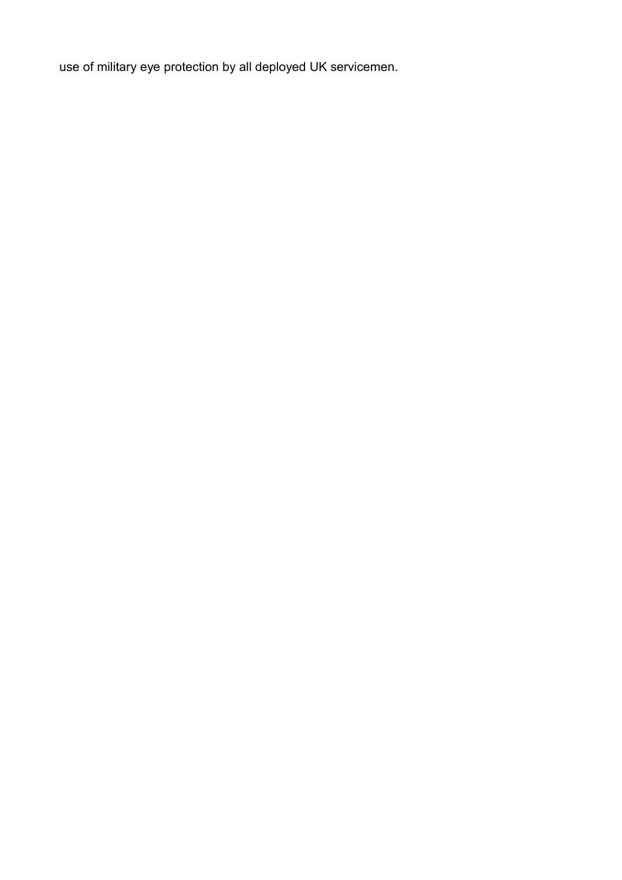use of military eye protection by all deployed UK servicemen.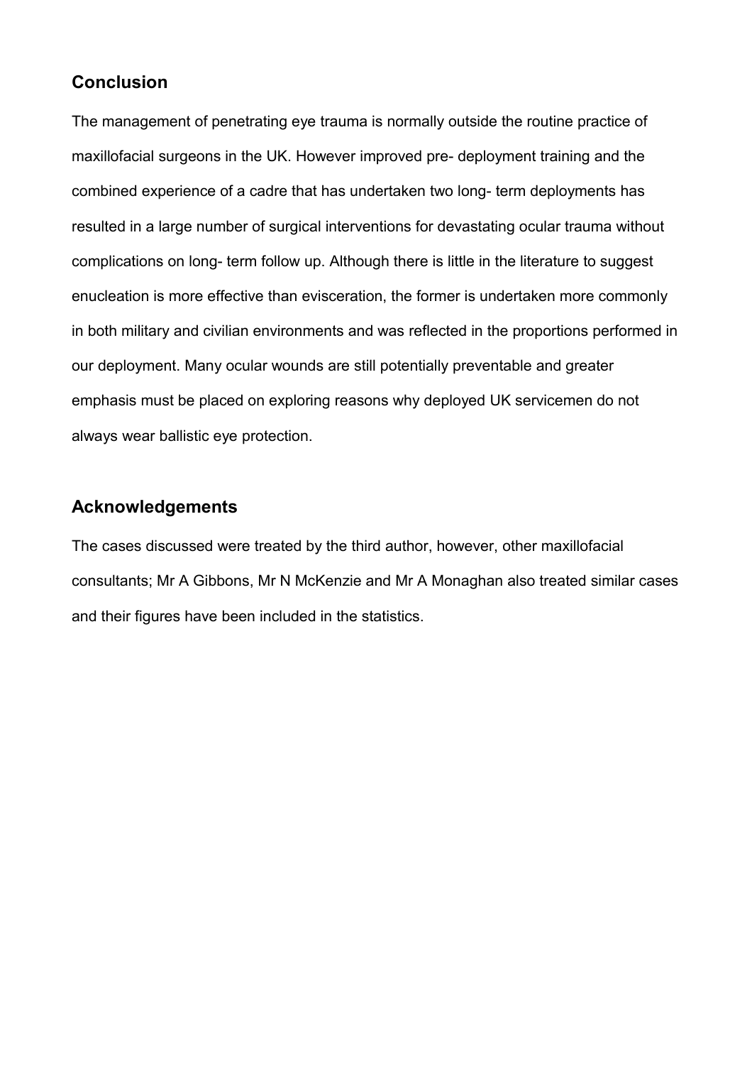## Conclusion

The management of penetrating eye trauma is normally outside the routine practice of maxillofacial surgeons in the UK. However improved pre- deployment training and the combined experience of a cadre that has undertaken two long- term deployments has resulted in a large number of surgical interventions for devastating ocular trauma without complications on long- term follow up. Although there is little in the literature to suggest enucleation is more effective than evisceration, the former is undertaken more commonly in both military and civilian environments and was reflected in the proportions performed in our deployment. Many ocular wounds are still potentially preventable and greater emphasis must be placed on exploring reasons why deployed UK servicemen do not always wear ballistic eye protection.

## Acknowledgements

The cases discussed were treated by the third author, however, other maxillofacial consultants; Mr A Gibbons, Mr N McKenzie and Mr A Monaghan also treated similar cases and their figures have been included in the statistics.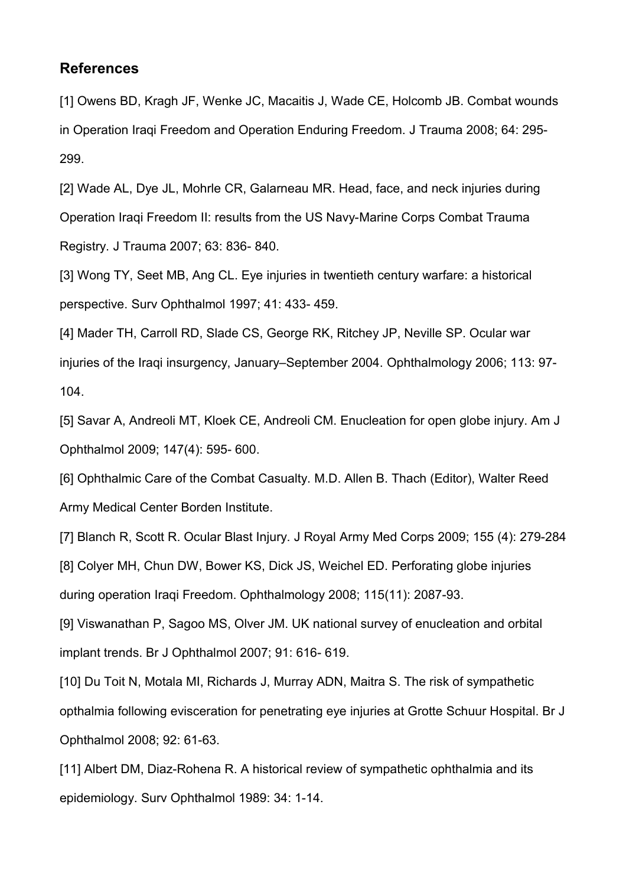## References

[1] Owens BD, Kragh JF, Wenke JC, Macaitis J, Wade CE, Holcomb JB. Combat wounds in Operation Iraqi Freedom and Operation Enduring Freedom. J Trauma 2008; 64: 295-299.

[2] Wade AL, Dye JL, Mohrle CR, Galarneau MR. Head, face, and neck injuries during Operation Iraqi Freedom II: results from the US Navy-Marine Corps Combat Trauma Registry. J Trauma 2007; 63: 836- 840.

[3] Wong TY, Seet MB, Ang CL. Eye injuries in twentieth century warfare: a historical perspective. Surv Ophthalmol 1997; 41: 433- 459.

[4] Mader TH, Carroll RD, Slade CS, George RK, Ritchey JP, Neville SP. Ocular war injuries of the Iraqi insurgency, January–September 2004. Ophthalmology 2006; 113: 97-104.

[5] Savar A, Andreoli MT, Kloek CE, Andreoli CM. Enucleation for open globe injury. Am J Ophthalmol 2009; 147(4): 595- 600.

[6] Ophthalmic Care of the Combat Casualty. M.D. Allen B. Thach (Editor), Walter Reed Army Medical Center Borden Institute.

[7] Blanch R, Scott R. Ocular Blast Injury. J Royal Army Med Corps 2009; 155 (4): 279-284

[8] Colyer MH, Chun DW, Bower KS, Dick JS, Weichel ED. Perforating globe injuries during operation Iraqi Freedom. Ophthalmology 2008; 115(11): 2087-93.

[9] Viswanathan P, Sagoo MS, Olver JM. UK national survey of enucleation and orbital implant trends. Br J Ophthalmol 2007; 91: 616- 619.

[10] Du Toit N, Motala MI, Richards J, Murray ADN, Maitra S. The risk of sympathetic opthalmia following evisceration for penetrating eye injuries at Grotte Schuur Hospital. Br J Ophthalmol 2008; 92: 61-63.

[11] Albert DM, Diaz-Rohena R. A historical review of sympathetic ophthalmia and its epidemiology. Surv Ophthalmol 1989: 34: 1-14.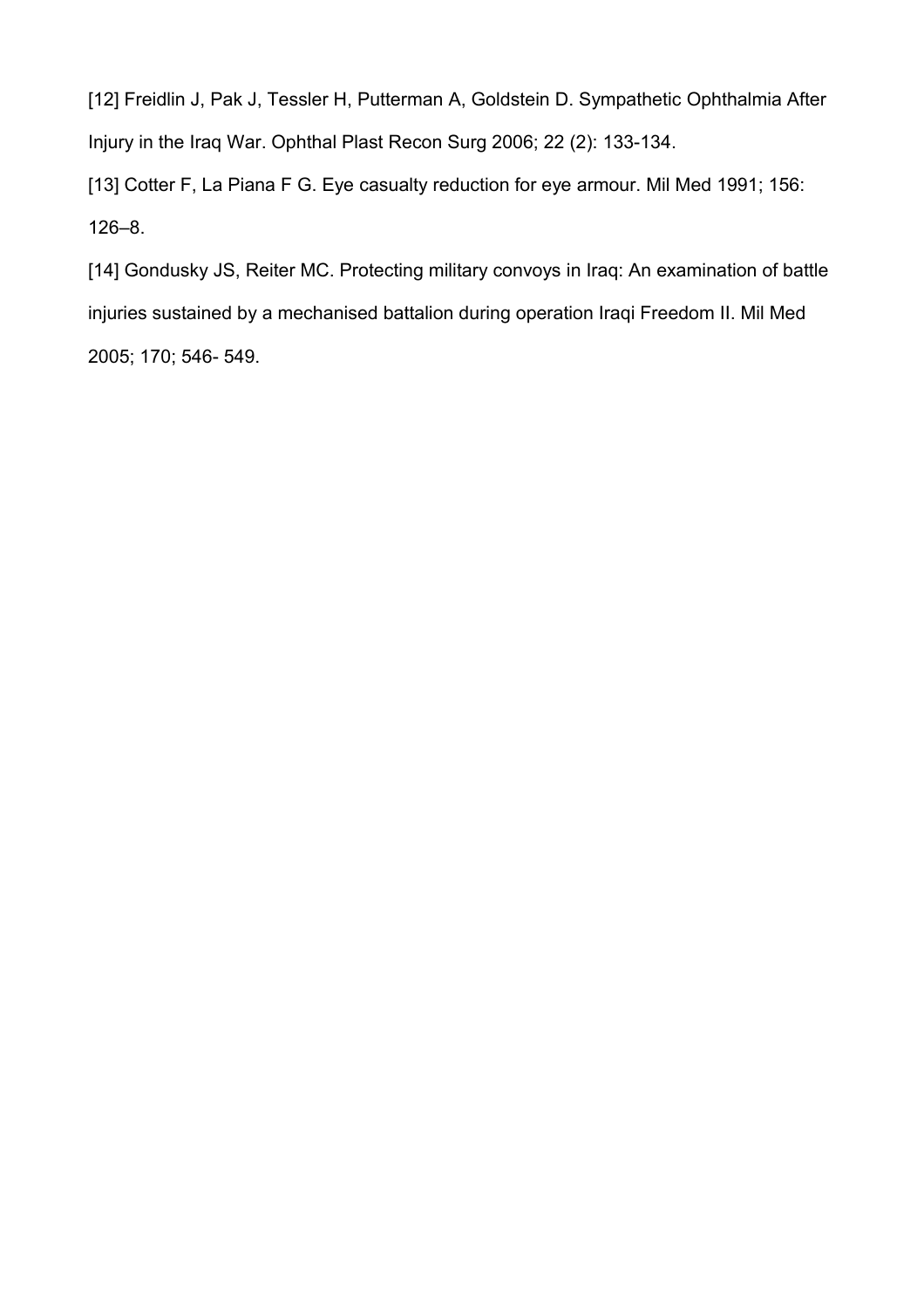[12] Freidlin J, Pak J, Tessler H, Putterman A, Goldstein D. Sympathetic Ophthalmia After Injury in the Iraq War. Ophthal Plast Recon Surg 2006; 22 (2): 133-134.

[13] Cotter F, La Piana F G. Eye casualty reduction for eye armour. Mil Med 1991; 156: 126–8.

[14] Gondusky JS, Reiter MC. Protecting military convoys in Iraq: An examination of battle injuries sustained by a mechanised battalion during operation Iraqi Freedom II. Mil Med 2005; 170; 546- 549.